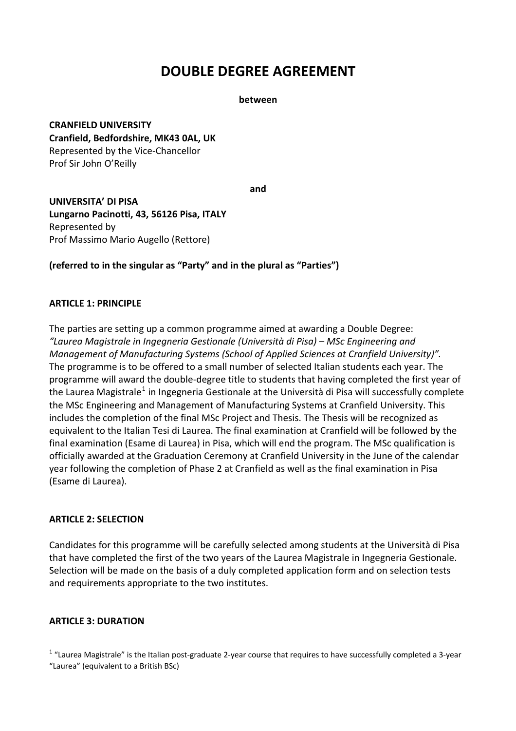# DOUBLE DEGREE AGREEMENT

**between**

**CRANFIELD UNIVERSITY**
**Cranfield, Bedfordshire, MK43 0AL, UK**
Represented by the Vice-Chancellor
Prof Sir John O'Reilly

**and**

**UNIVERSITA' DI PISA**
**Lungarno Pacinotti, 43, 56126 Pisa, ITALY**
Represented by
Prof Massimo Mario Augello (Rettore)

**(referred to in the singular as "Party" and in the plural as "Parties")**

## ARTICLE 1: PRINCIPLE

The parties are setting up a common programme aimed at awarding a Double Degree: *"Laurea Magistrale in Ingegneria Gestionale (Università di Pisa) – MSc Engineering and Management of Manufacturing Systems (School of Applied Sciences at Cranfield University)".* The programme is to be offered to a small number of selected Italian students each year. The programme will award the double-degree title to students that having completed the first year of the Laurea Magistrale[1] in Ingegneria Gestionale at the Università di Pisa will successfully complete the MSc Engineering and Management of Manufacturing Systems at Cranfield University. This includes the completion of the final MSc Project and Thesis. The Thesis will be recognized as equivalent to the Italian Tesi di Laurea. The final examination at Cranfield will be followed by the final examination (Esame di Laurea) in Pisa, which will end the program. The MSc qualification is officially awarded at the Graduation Ceremony at Cranfield University in the June of the calendar year following the completion of Phase 2 at Cranfield as well as the final examination in Pisa (Esame di Laurea).

## ARTICLE 2: SELECTION

Candidates for this programme will be carefully selected among students at the Università di Pisa that have completed the first of the two years of the Laurea Magistrale in Ingegneria Gestionale. Selection will be made on the basis of a duly completed application form and on selection tests and requirements appropriate to the two institutes.

## ARTICLE 3: DURATION

---

[1] "Laurea Magistrale" is the Italian post-graduate 2-year course that requires to have successfully completed a 3-year "Laurea" (equivalent to a British BSc)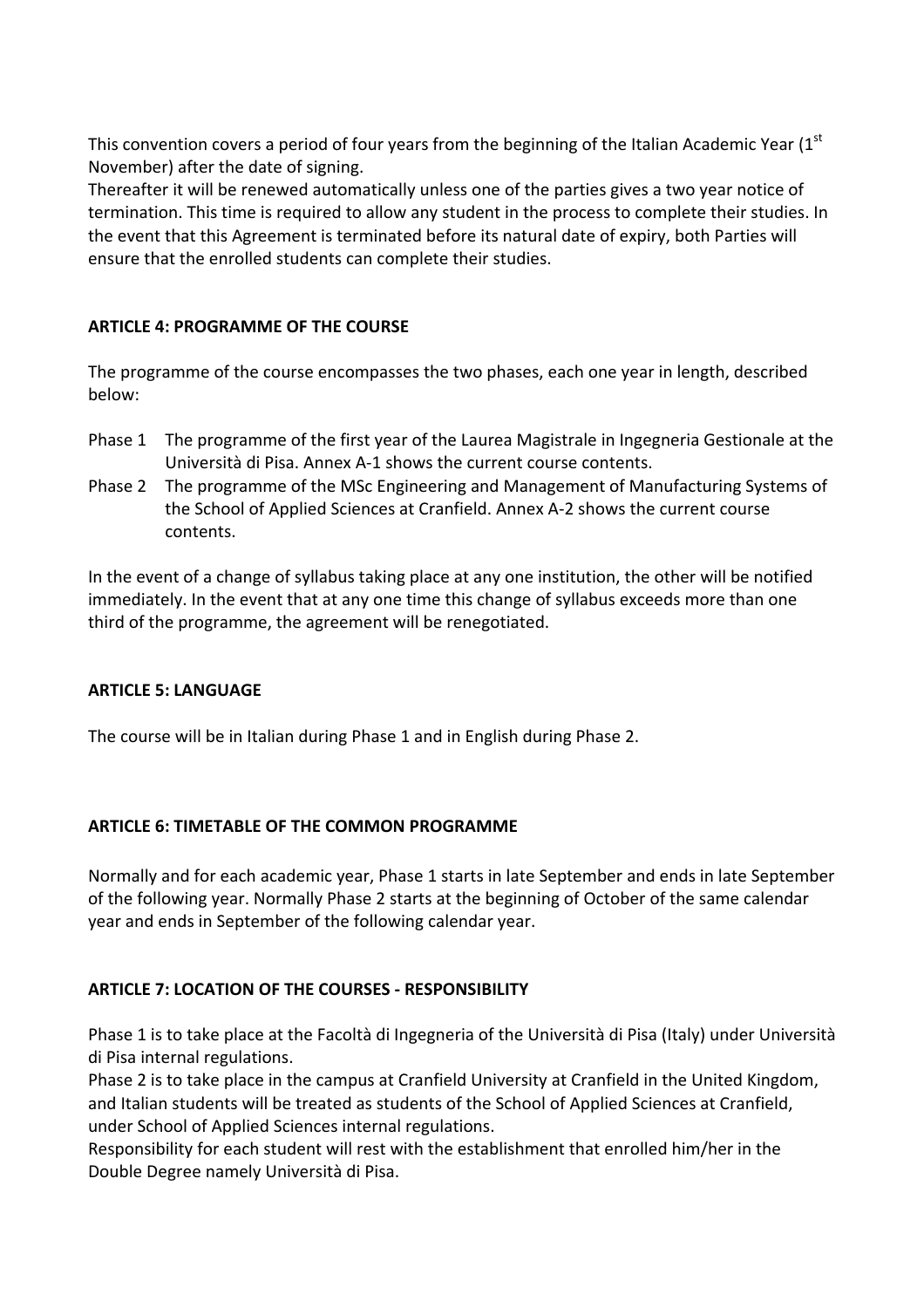This convention covers a period of four years from the beginning of the Italian Academic Year (1st November) after the date of signing.
Thereafter it will be renewed automatically unless one of the parties gives a two year notice of termination. This time is required to allow any student in the process to complete their studies. In the event that this Agreement is terminated before its natural date of expiry, both Parties will ensure that the enrolled students can complete their studies.

**ARTICLE 4: PROGRAMME OF THE COURSE**

The programme of the course encompasses the two phases, each one year in length, described below:

- Phase 1 The programme of the first year of the Laurea Magistrale in Ingegneria Gestionale at the Università di Pisa. Annex A-1 shows the current course contents.
- Phase 2 The programme of the MSc Engineering and Management of Manufacturing Systems of the School of Applied Sciences at Cranfield. Annex A-2 shows the current course contents.

In the event of a change of syllabus taking place at any one institution, the other will be notified immediately. In the event that at any one time this change of syllabus exceeds more than one third of the programme, the agreement will be renegotiated.

**ARTICLE 5: LANGUAGE**

The course will be in Italian during Phase 1 and in English during Phase 2.

**ARTICLE 6: TIMETABLE OF THE COMMON PROGRAMME**

Normally and for each academic year, Phase 1 starts in late September and ends in late September of the following year. Normally Phase 2 starts at the beginning of October of the same calendar year and ends in September of the following calendar year.

**ARTICLE 7: LOCATION OF THE COURSES - RESPONSIBILITY**

Phase 1 is to take place at the Facoltà di Ingegneria of the Università di Pisa (Italy) under Università di Pisa internal regulations.
Phase 2 is to take place in the campus at Cranfield University at Cranfield in the United Kingdom, and Italian students will be treated as students of the School of Applied Sciences at Cranfield, under School of Applied Sciences internal regulations.
Responsibility for each student will rest with the establishment that enrolled him/her in the Double Degree namely Università di Pisa.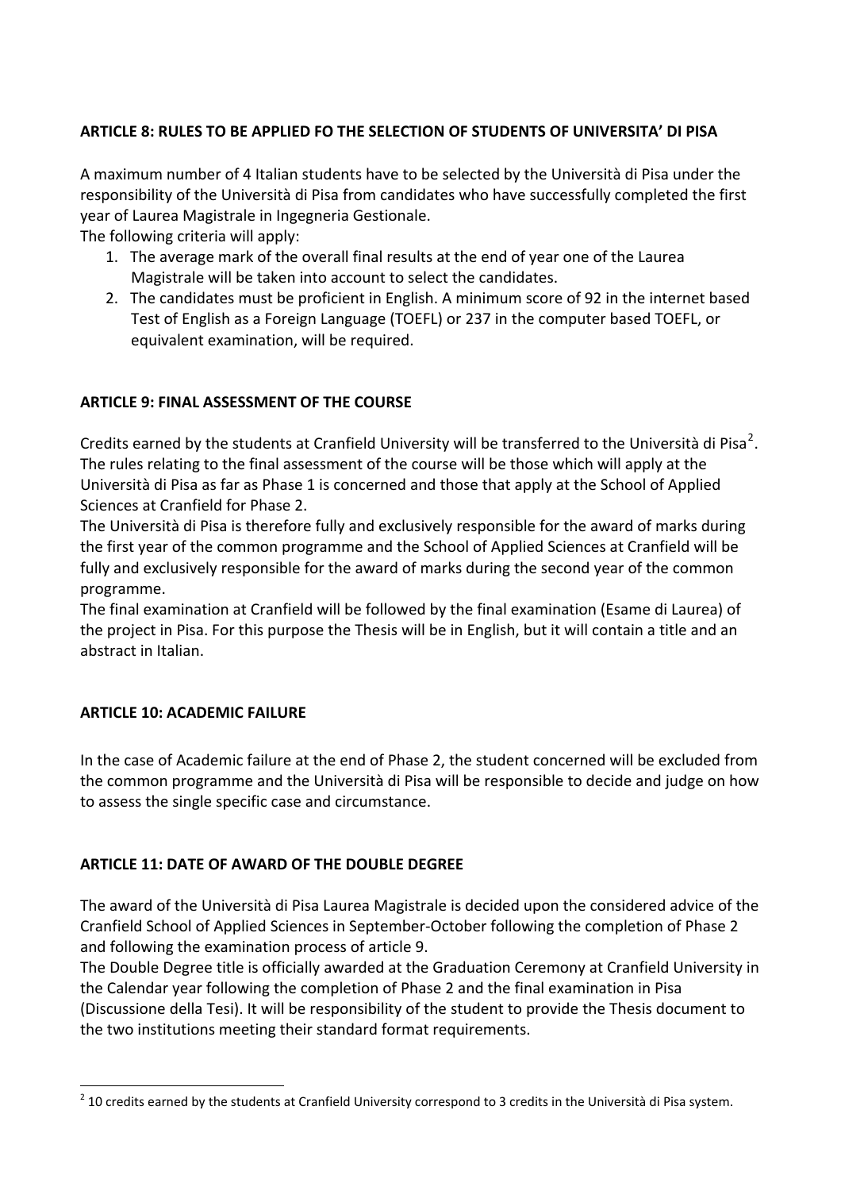**ARTICLE 8: RULES TO BE APPLIED FO THE SELECTION OF STUDENTS OF UNIVERSITA' DI PISA**

A maximum number of 4 Italian students have to be selected by the Università di Pisa under the responsibility of the Università di Pisa from candidates who have successfully completed the first year of Laurea Magistrale in Ingegneria Gestionale.

The following criteria will apply:

1. The average mark of the overall final results at the end of year one of the Laurea Magistrale will be taken into account to select the candidates.
2. The candidates must be proficient in English. A minimum score of 92 in the internet based Test of English as a Foreign Language (TOEFL) or 237 in the computer based TOEFL, or equivalent examination, will be required.

**ARTICLE 9: FINAL ASSESSMENT OF THE COURSE**

Credits earned by the students at Cranfield University will be transferred to the Università di Pisa[2]. The rules relating to the final assessment of the course will be those which will apply at the Università di Pisa as far as Phase 1 is concerned and those that apply at the School of Applied Sciences at Cranfield for Phase 2.

The Università di Pisa is therefore fully and exclusively responsible for the award of marks during the first year of the common programme and the School of Applied Sciences at Cranfield will be fully and exclusively responsible for the award of marks during the second year of the common programme.

The final examination at Cranfield will be followed by the final examination (Esame di Laurea) of the project in Pisa. For this purpose the Thesis will be in English, but it will contain a title and an abstract in Italian.

**ARTICLE 10: ACADEMIC FAILURE**

In the case of Academic failure at the end of Phase 2, the student concerned will be excluded from the common programme and the Università di Pisa will be responsible to decide and judge on how to assess the single specific case and circumstance.

**ARTICLE 11: DATE OF AWARD OF THE DOUBLE DEGREE**

The award of the Università di Pisa Laurea Magistrale is decided upon the considered advice of the Cranfield School of Applied Sciences in September-October following the completion of Phase 2 and following the examination process of article 9.

The Double Degree title is officially awarded at the Graduation Ceremony at Cranfield University in the Calendar year following the completion of Phase 2 and the final examination in Pisa (Discussione della Tesi). It will be responsibility of the student to provide the Thesis document to the two institutions meeting their standard format requirements.

---

[2] 10 credits earned by the students at Cranfield University correspond to 3 credits in the Università di Pisa system.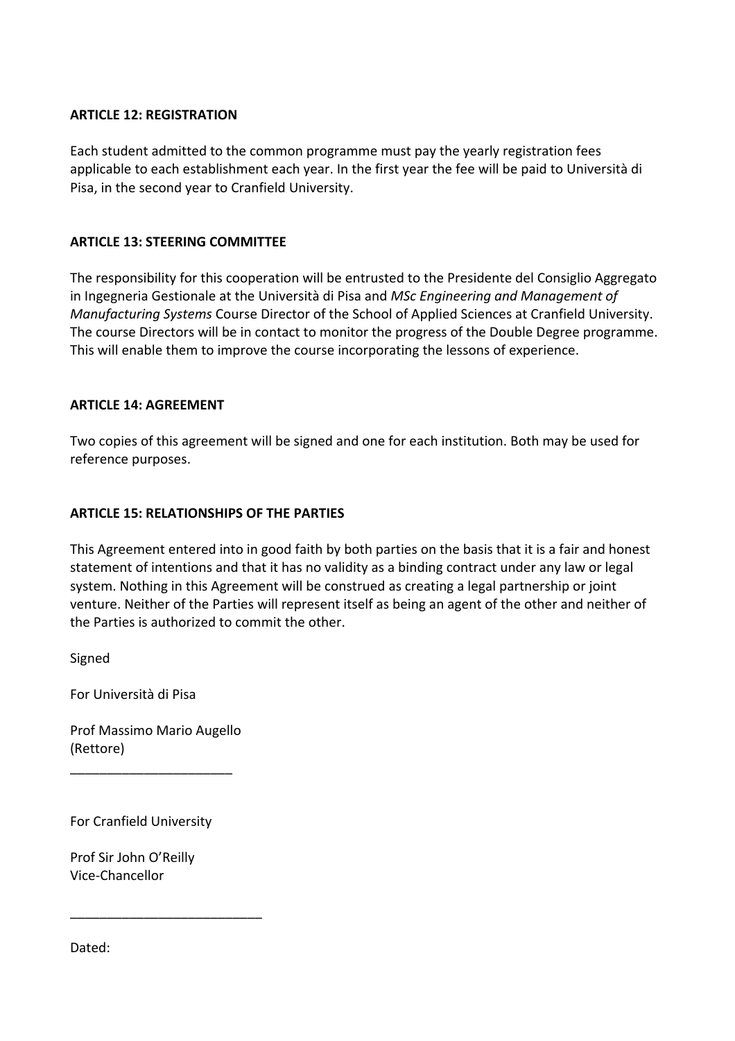**ARTICLE 12: REGISTRATION**

Each student admitted to the common programme must pay the yearly registration fees applicable to each establishment each year. In the first year the fee will be paid to Università di Pisa, in the second year to Cranfield University.

**ARTICLE 13: STEERING COMMITTEE**

The responsibility for this cooperation will be entrusted to the Presidente del Consiglio Aggregato in Ingegneria Gestionale at the Università di Pisa and *MSc Engineering and Management of Manufacturing Systems* Course Director of the School of Applied Sciences at Cranfield University. The course Directors will be in contact to monitor the progress of the Double Degree programme. This will enable them to improve the course incorporating the lessons of experience.

**ARTICLE 14: AGREEMENT**

Two copies of this agreement will be signed and one for each institution. Both may be used for reference purposes.

**ARTICLE 15: RELATIONSHIPS OF THE PARTIES**

This Agreement entered into in good faith by both parties on the basis that it is a fair and honest statement of intentions and that it has no validity as a binding contract under any law or legal system. Nothing in this Agreement will be construed as creating a legal partnership or joint venture. Neither of the Parties will represent itself as being an agent of the other and neither of the Parties is authorized to commit the other.

Signed

For Università di Pisa

Prof Massimo Mario Augello
(Rettore)

______________________

For Cranfield University

Prof Sir John O'Reilly
Vice-Chancellor

__________________________

Dated: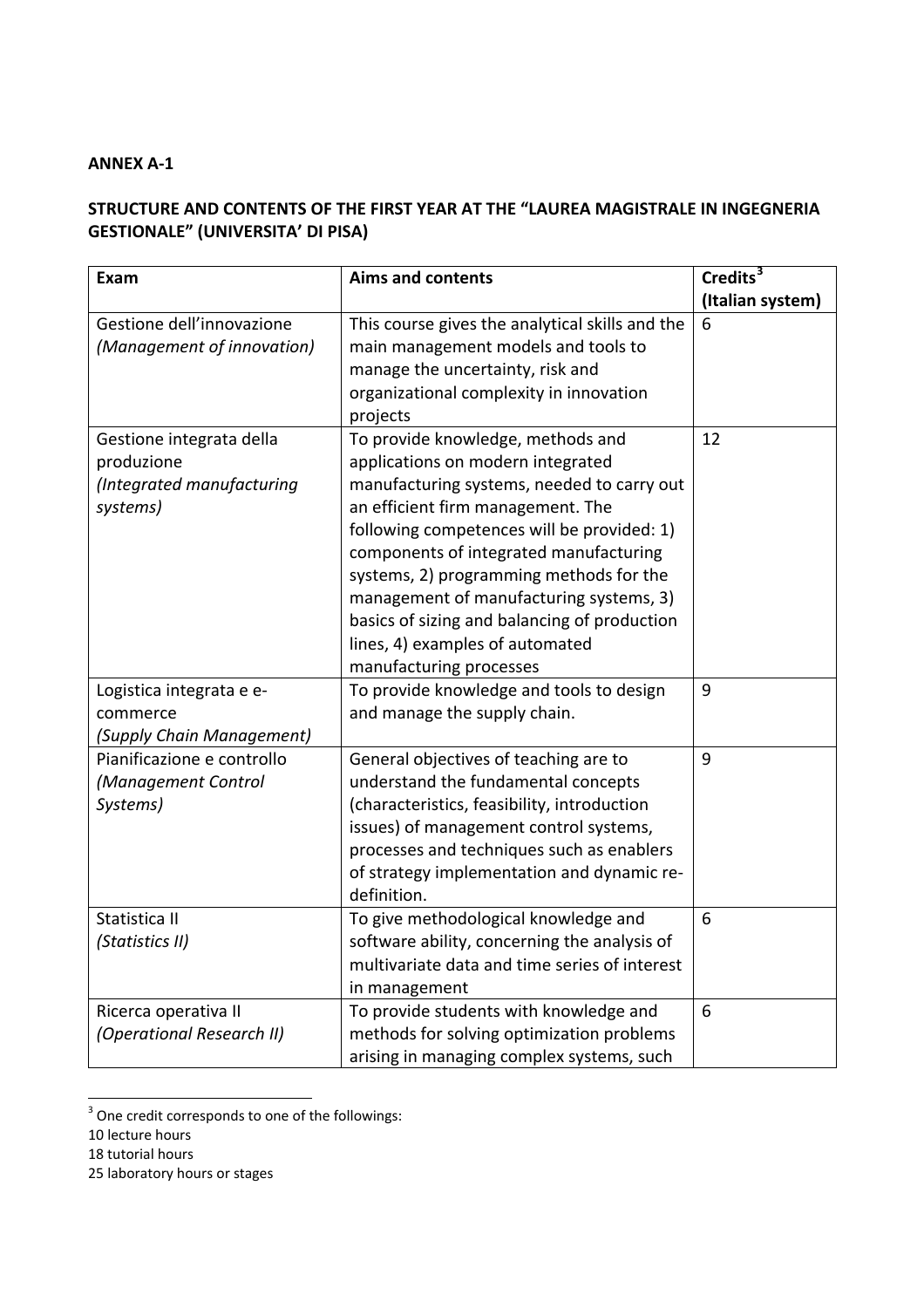**ANNEX A-1**

**STRUCTURE AND CONTENTS OF THE FIRST YEAR AT THE "LAUREA MAGISTRALE IN INGEGNERIA GESTIONALE" (UNIVERSITA' DI PISA)**

| Exam | Aims and contents | Credits[3] (Italian system) |
|---|---|---|
| Gestione dell'innovazione *(Management of innovation)* | This course gives the analytical skills and the main management models and tools to manage the uncertainty, risk and organizational complexity in innovation projects | 6 |
| Gestione integrata della produzione *(Integrated manufacturing systems)* | To provide knowledge, methods and applications on modern integrated manufacturing systems, needed to carry out an efficient firm management. The following competences will be provided: 1) components of integrated manufacturing systems, 2) programming methods for the management of manufacturing systems, 3) basics of sizing and balancing of production lines, 4) examples of automated manufacturing processes | 12 |
| Logistica integrata e e-commerce *(Supply Chain Management)* | To provide knowledge and tools to design and manage the supply chain. | 9 |
| Pianificazione e controllo *(Management Control Systems)* | General objectives of teaching are to understand the fundamental concepts (characteristics, feasibility, introduction issues) of management control systems, processes and techniques such as enablers of strategy implementation and dynamic re-definition. | 9 |
| Statistica II *(Statistics II)* | To give methodological knowledge and software ability, concerning the analysis of multivariate data and time series of interest in management | 6 |
| Ricerca operativa II *(Operational Research II)* | To provide students with knowledge and methods for solving optimization problems arising in managing complex systems, such | 6 |

[3] One credit corresponds to one of the followings:
10 lecture hours
18 tutorial hours
25 laboratory hours or stages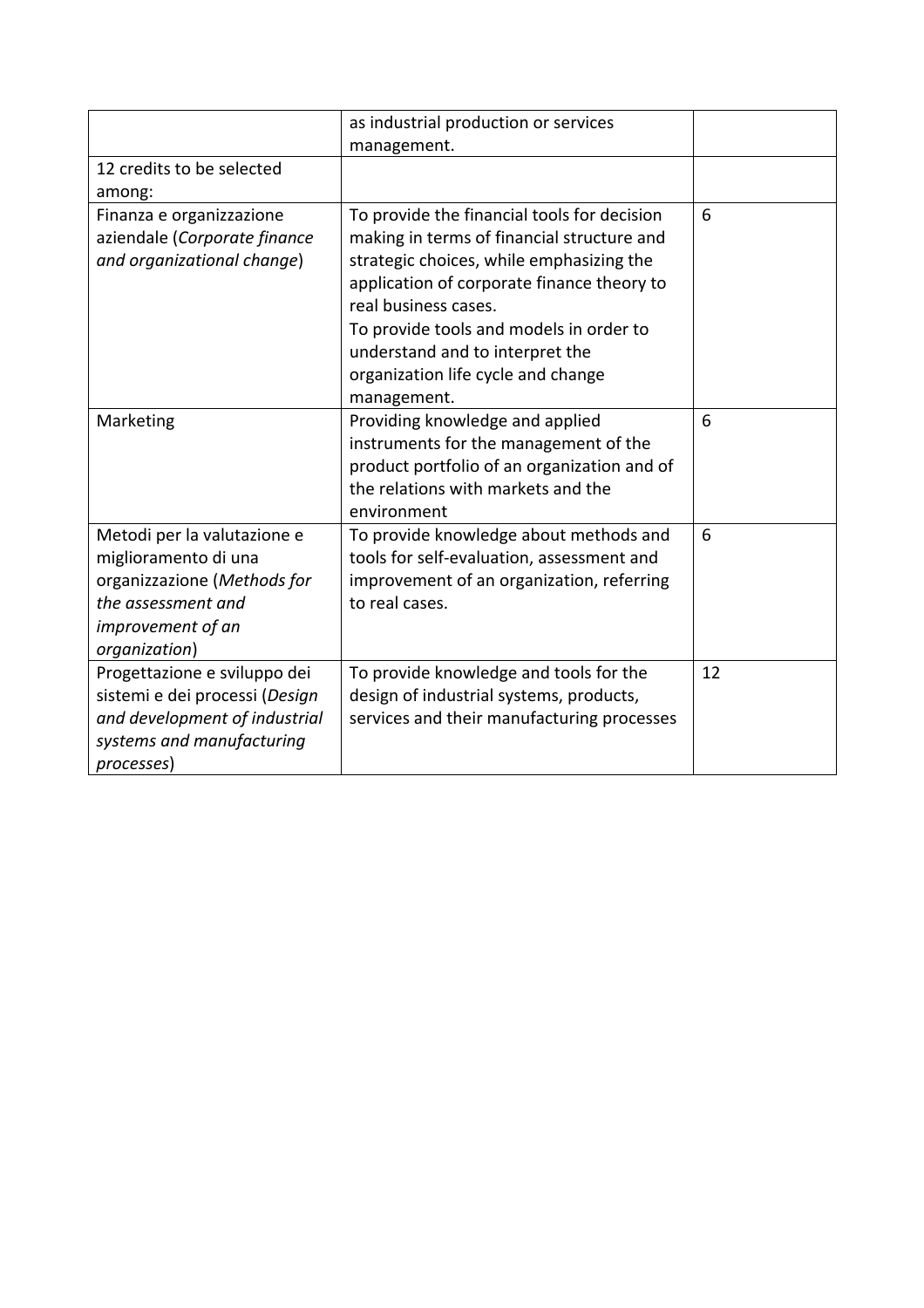| | | |
|---|---|---|
| | as industrial production or services management. | |
| 12 credits to be selected among: | | |
| Finanza e organizzazione aziendale (*Corporate finance and organizational change*) | To provide the financial tools for decision making in terms of financial structure and strategic choices, while emphasizing the application of corporate finance theory to real business cases.<br>To provide tools and models in order to understand and to interpret the organization life cycle and change management. | 6 |
| Marketing | Providing knowledge and applied instruments for the management of the product portfolio of an organization and of the relations with markets and the environment | 6 |
| Metodi per la valutazione e miglioramento di una organizzazione (*Methods for the assessment and improvement of an organization*) | To provide knowledge about methods and tools for self-evaluation, assessment and improvement of an organization, referring to real cases. | 6 |
| Progettazione e sviluppo dei sistemi e dei processi (*Design and development of industrial systems and manufacturing processes*) | To provide knowledge and tools for the design of industrial systems, products, services and their manufacturing processes | 12 |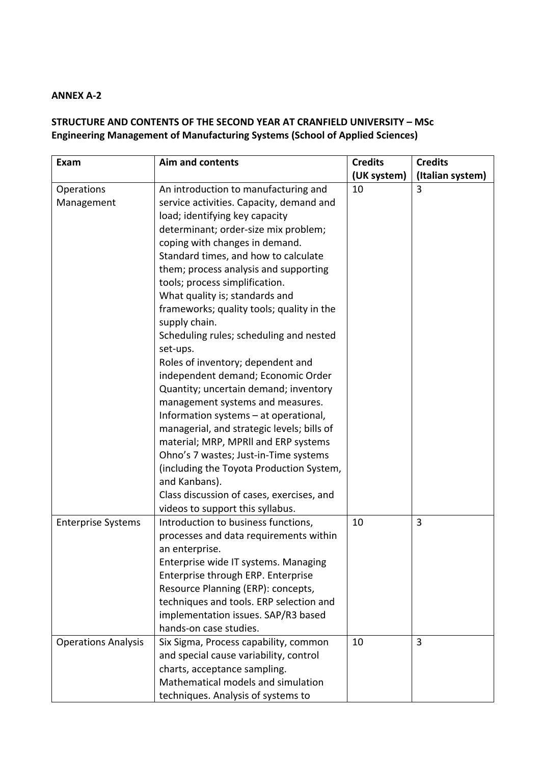**ANNEX A-2**

**STRUCTURE AND CONTENTS OF THE SECOND YEAR AT CRANFIELD UNIVERSITY – MSc Engineering Management of Manufacturing Systems (School of Applied Sciences)**

| Exam | Aim and contents | Credits (UK system) | Credits (Italian system) |
|---|---|---|---|
| Operations Management | An introduction to manufacturing and service activities. Capacity, demand and load; identifying key capacity determinant; order-size mix problem; coping with changes in demand. Standard times, and how to calculate them; process analysis and supporting tools; process simplification. What quality is; standards and frameworks; quality tools; quality in the supply chain. Scheduling rules; scheduling and nested set-ups. Roles of inventory; dependent and independent demand; Economic Order Quantity; uncertain demand; inventory management systems and measures. Information systems – at operational, managerial, and strategic levels; bills of material; MRP, MPRll and ERP systems Ohno's 7 wastes; Just-in-Time systems (including the Toyota Production System, and Kanbans). Class discussion of cases, exercises, and videos to support this syllabus. | 10 | 3 |
| Enterprise Systems | Introduction to business functions, processes and data requirements within an enterprise. Enterprise wide IT systems. Managing Enterprise through ERP. Enterprise Resource Planning (ERP): concepts, techniques and tools. ERP selection and implementation issues. SAP/R3 based hands-on case studies. | 10 | 3 |
| Operations Analysis | Six Sigma, Process capability, common and special cause variability, control charts, acceptance sampling. Mathematical models and simulation techniques. Analysis of systems to | 10 | 3 |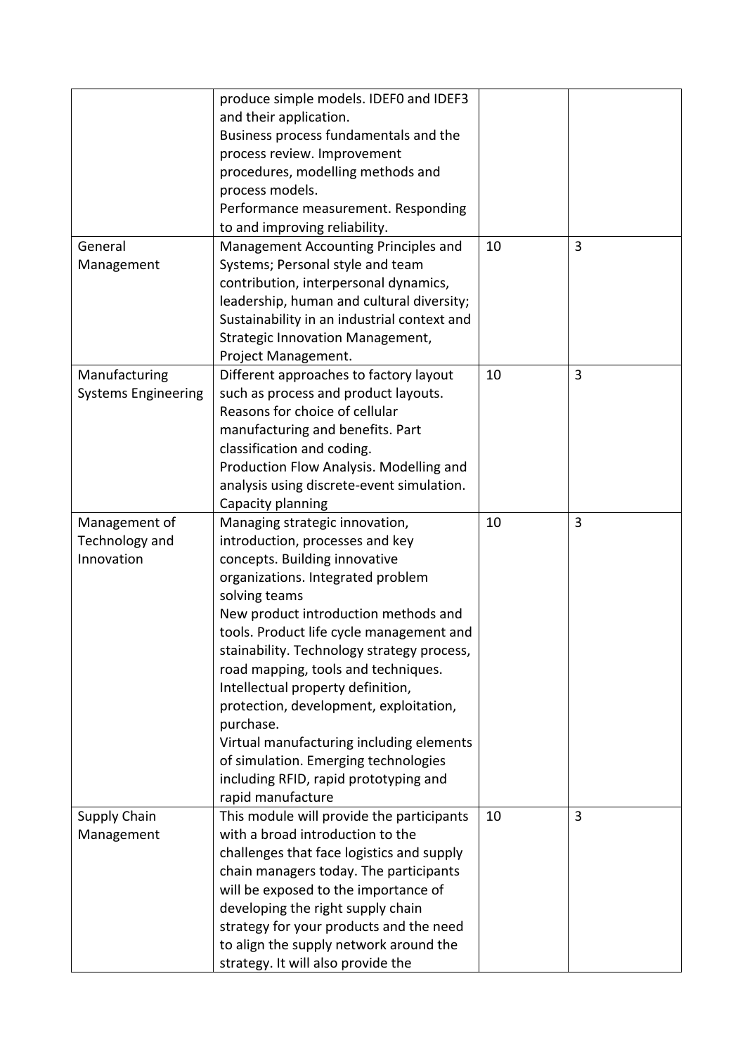| | | | |
|---|---|---|---|
| | produce simple models. IDEF0 and IDEF3 and their application.<br>Business process fundamentals and the process review. Improvement procedures, modelling methods and process models.<br>Performance measurement. Responding to and improving reliability. | | |
| General Management | Management Accounting Principles and Systems; Personal style and team contribution, interpersonal dynamics, leadership, human and cultural diversity; Sustainability in an industrial context and Strategic Innovation Management, Project Management. | 10 | 3 |
| Manufacturing Systems Engineering | Different approaches to factory layout such as process and product layouts. Reasons for choice of cellular manufacturing and benefits. Part classification and coding.<br>Production Flow Analysis. Modelling and analysis using discrete-event simulation. Capacity planning | 10 | 3 |
| Management of Technology and Innovation | Managing strategic innovation, introduction, processes and key concepts. Building innovative organizations. Integrated problem solving teams<br>New product introduction methods and tools. Product life cycle management and stainability. Technology strategy process, road mapping, tools and techniques.<br>Intellectual property definition, protection, development, exploitation, purchase.<br>Virtual manufacturing including elements of simulation. Emerging technologies including RFID, rapid prototyping and rapid manufacture | 10 | 3 |
| Supply Chain Management | This module will provide the participants with a broad introduction to the challenges that face logistics and supply chain managers today. The participants will be exposed to the importance of developing the right supply chain strategy for your products and the need to align the supply network around the strategy. It will also provide the | 10 | 3 |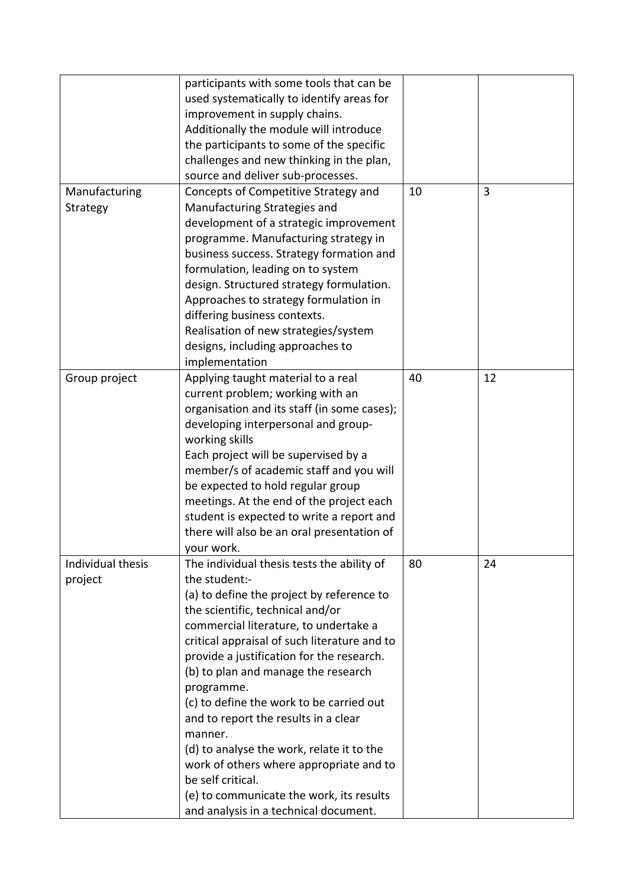| | | | |
|---|---|---|---|
| | participants with some tools that can be used systematically to identify areas for improvement in supply chains. Additionally the module will introduce the participants to some of the specific challenges and new thinking in the plan, source and deliver sub-processes. | | |
| Manufacturing Strategy | Concepts of Competitive Strategy and Manufacturing Strategies and development of a strategic improvement programme. Manufacturing strategy in business success. Strategy formation and formulation, leading on to system design. Structured strategy formulation. Approaches to strategy formulation in differing business contexts. Realisation of new strategies/system designs, including approaches to implementation | 10 | 3 |
| Group project | Applying taught material to a real current problem; working with an organisation and its staff (in some cases); developing interpersonal and group-working skills Each project will be supervised by a member/s of academic staff and you will be expected to hold regular group meetings. At the end of the project each student is expected to write a report and there will also be an oral presentation of your work. | 40 | 12 |
| Individual thesis project | The individual thesis tests the ability of the student:- (a) to define the project by reference to the scientific, technical and/or commercial literature, to undertake a critical appraisal of such literature and to provide a justification for the research. (b) to plan and manage the research programme. (c) to define the work to be carried out and to report the results in a clear manner. (d) to analyse the work, relate it to the work of others where appropriate and to be self critical. (e) to communicate the work, its results and analysis in a technical document. | 80 | 24 |